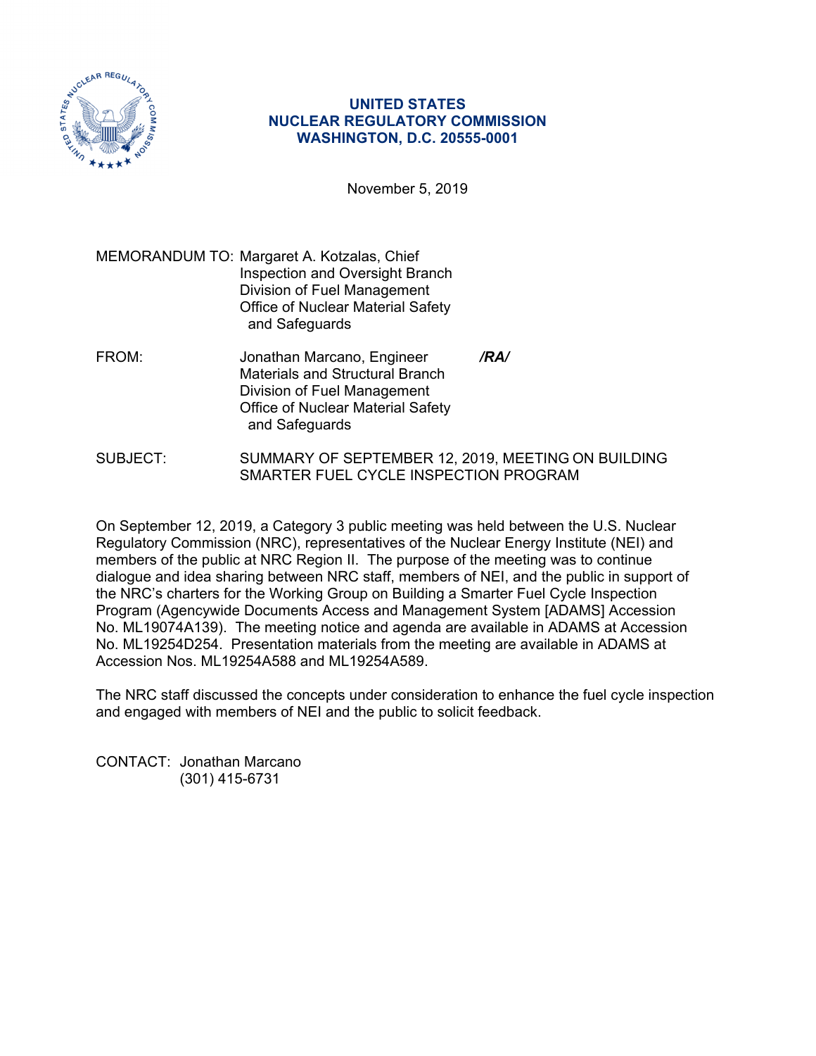**UNITED STATES**
**NUCLEAR REGULATORY COMMISSION**
**WASHINGTON, D.C. 20555-0001**

November 5, 2019

MEMORANDUM TO: Margaret A. Kotzalas, Chief
Inspection and Oversight Branch
Division of Fuel Management
Office of Nuclear Material Safety
and Safeguards

FROM: Jonathan Marcano, Engineer ***/RA/***
Materials and Structural Branch
Division of Fuel Management
Office of Nuclear Material Safety
and Safeguards

SUBJECT: SUMMARY OF SEPTEMBER 12, 2019, MEETING ON BUILDING SMARTER FUEL CYCLE INSPECTION PROGRAM

On September 12, 2019, a Category 3 public meeting was held between the U.S. Nuclear Regulatory Commission (NRC), representatives of the Nuclear Energy Institute (NEI) and members of the public at NRC Region II. The purpose of the meeting was to continue dialogue and idea sharing between NRC staff, members of NEI, and the public in support of the NRC's charters for the Working Group on Building a Smarter Fuel Cycle Inspection Program (Agencywide Documents Access and Management System [ADAMS] Accession No. ML19074A139). The meeting notice and agenda are available in ADAMS at Accession No. ML19254D254. Presentation materials from the meeting are available in ADAMS at Accession Nos. ML19254A588 and ML19254A589.

The NRC staff discussed the concepts under consideration to enhance the fuel cycle inspection and engaged with members of NEI and the public to solicit feedback.

CONTACT: Jonathan Marcano
(301) 415-6731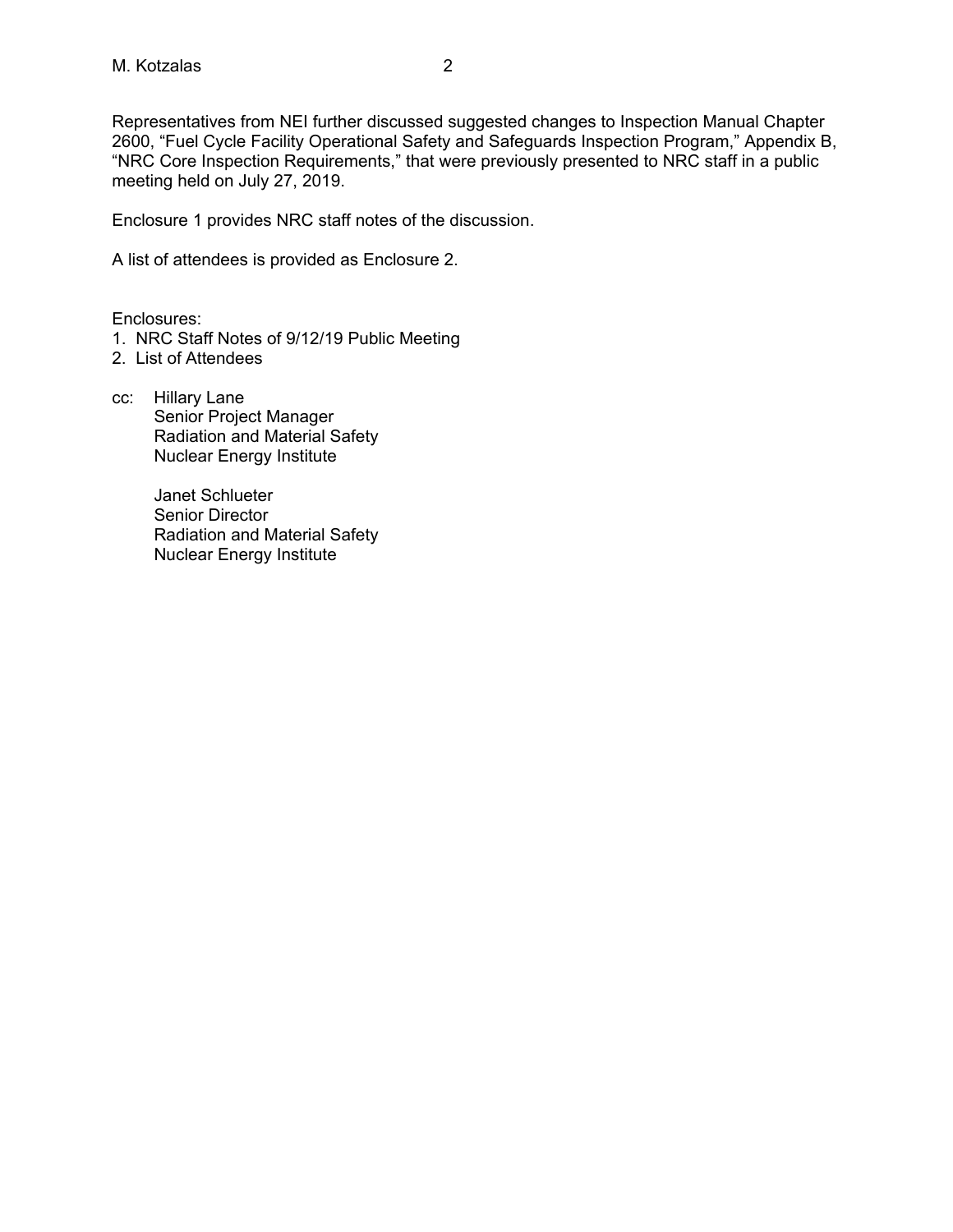Representatives from NEI further discussed suggested changes to Inspection Manual Chapter 2600, “Fuel Cycle Facility Operational Safety and Safeguards Inspection Program,” Appendix B, “NRC Core Inspection Requirements,” that were previously presented to NRC staff in a public meeting held on July 27, 2019.

Enclosure 1 provides NRC staff notes of the discussion.

A list of attendees is provided as Enclosure 2.

Enclosures:
1. NRC Staff Notes of 9/12/19 Public Meeting
2. List of Attendees

cc: Hillary Lane
Senior Project Manager
Radiation and Material Safety
Nuclear Energy Institute

Janet Schlueter
Senior Director
Radiation and Material Safety
Nuclear Energy Institute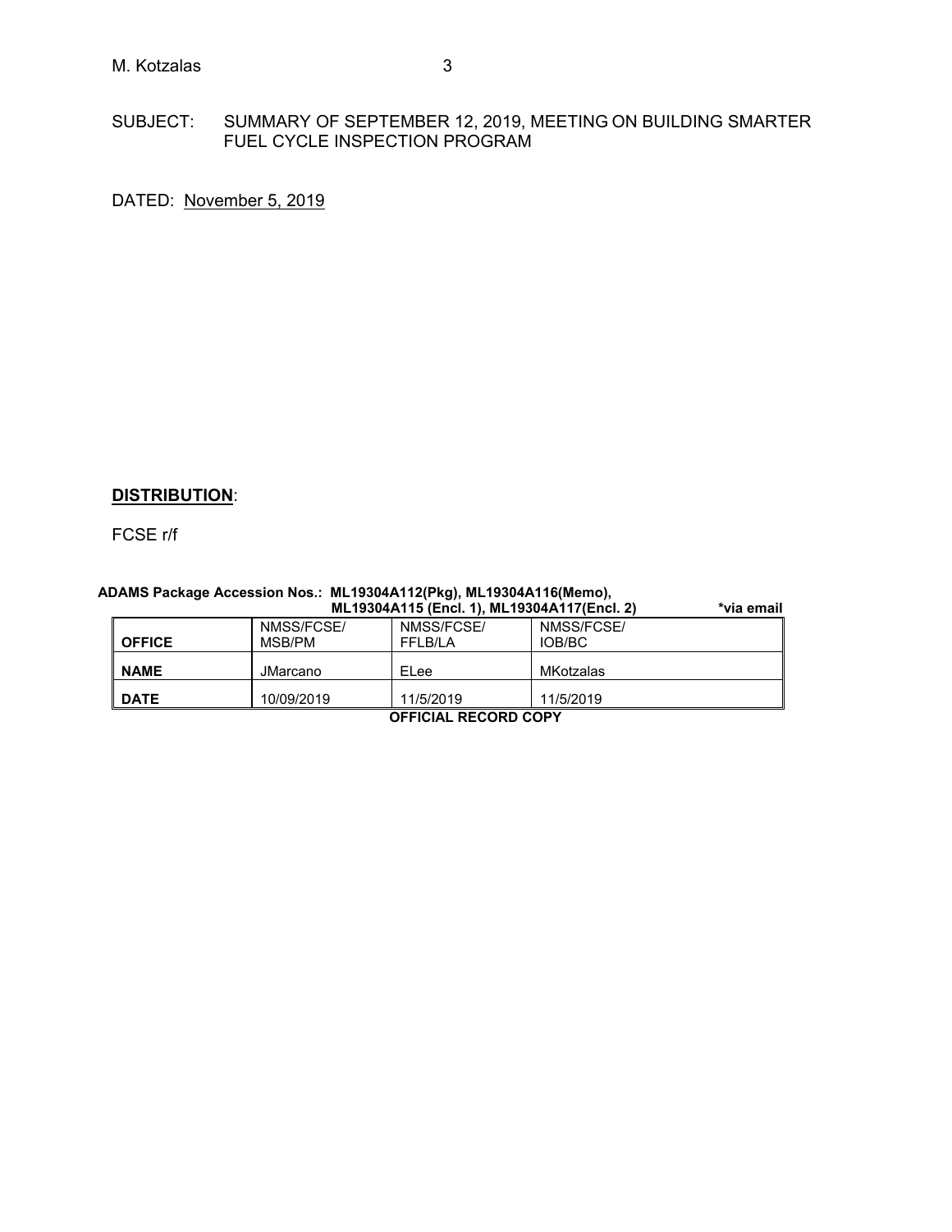SUBJECT: SUMMARY OF SEPTEMBER 12, 2019, MEETING ON BUILDING SMARTER FUEL CYCLE INSPECTION PROGRAM

DATED: November 5, 2019

**DISTRIBUTION**:

FCSE r/f

**ADAMS Package Accession Nos.: ML19304A112(Pkg), ML19304A116(Memo), ML19304A115 (Encl. 1), ML19304A117(Encl. 2)** **\*via email**

| **OFFICE** | NMSS/FCSE/ MSB/PM | NMSS/FCSE/ FFLB/LA | NMSS/FCSE/ IOB/BC |
|---|---|---|---|
| **NAME** | JMarcano | ELee | MKotzalas |
| **DATE** | 10/09/2019 | 11/5/2019 | 11/5/2019 |

**OFFICIAL RECORD COPY**